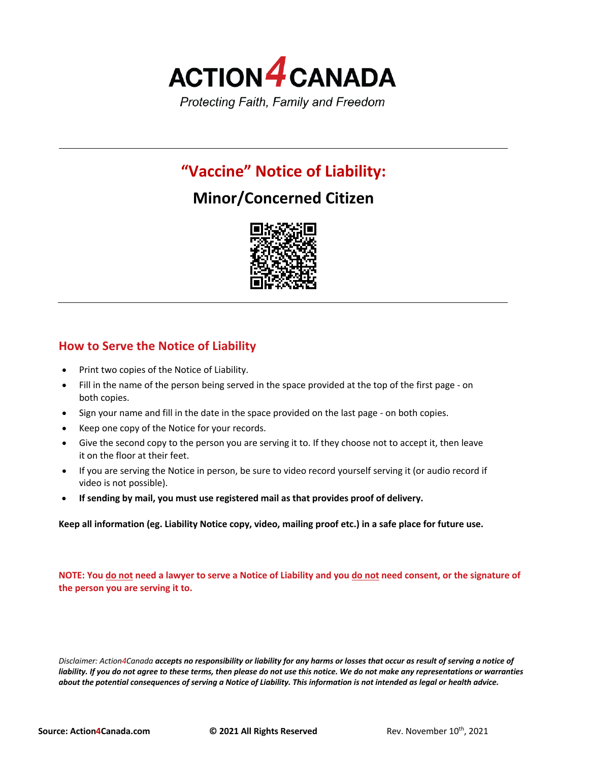# ACTION4CANADA

*Protecting Faith, Family and Freedom*

---

## "Vaccine" Notice of Liability:

## Minor/Concerned Citizen

---

### How to Serve the Notice of Liability

- Print two copies of the Notice of Liability.
- Fill in the name of the person being served in the space provided at the top of the first page - on both copies.
- Sign your name and fill in the date in the space provided on the last page - on both copies.
- Keep one copy of the Notice for your records.
- Give the second copy to the person you are serving it to. If they choose not to accept it, then leave it on the floor at their feet.
- If you are serving the Notice in person, be sure to video record yourself serving it (or audio record if video is not possible).
- **If sending by mail, you must use registered mail as that provides proof of delivery.**

**Keep all information (eg. Liability Notice copy, video, mailing proof etc.) in a safe place for future use.**

**NOTE: You do not need a lawyer to serve a Notice of Liability and you do not need consent, or the signature of the person you are serving it to.**

*Disclaimer: Action4Canada* ***accepts no responsibility or liability for any harms or losses that occur as result of serving a notice of liability. If you do not agree to these terms, then please do not use this notice. We do not make any representations or warranties about the potential consequences of serving a Notice of Liability. This information is not intended as legal or health advice.***

**Source: Action4Canada.com** **© 2021 All Rights Reserved** Rev. November 10th, 2021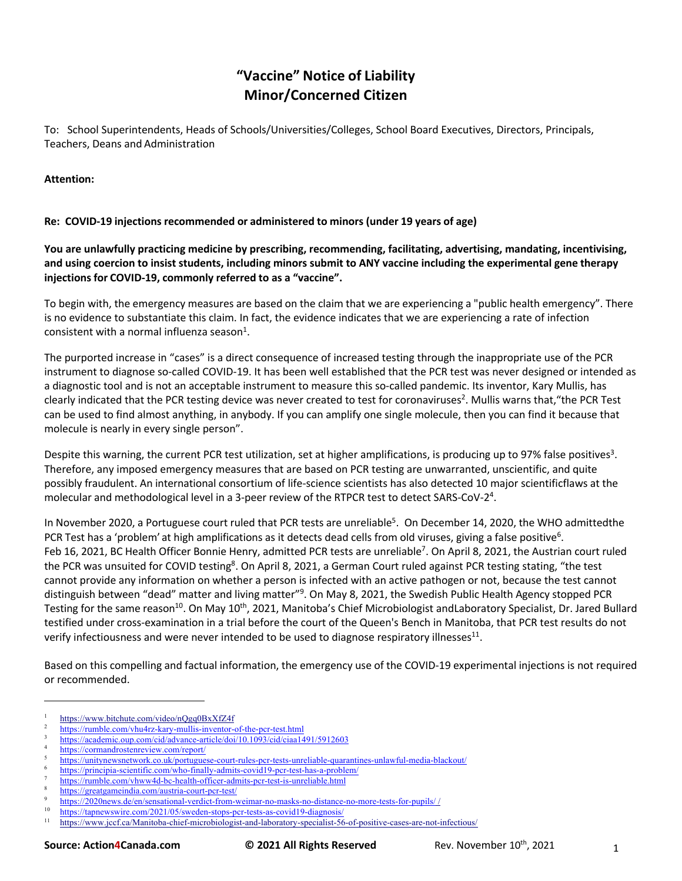# "Vaccine" Notice of Liability
# Minor/Concerned Citizen

To: School Superintendents, Heads of Schools/Universities/Colleges, School Board Executives, Directors, Principals, Teachers, Deans and Administration

**Attention:**

**Re: COVID-19 injections recommended or administered to minors (under 19 years of age)**

**You are unlawfully practicing medicine by prescribing, recommending, facilitating, advertising, mandating, incentivising, and using coercion to insist students, including minors submit to ANY vaccine including the experimental gene therapy injections for COVID-19, commonly referred to as a "vaccine".**

To begin with, the emergency measures are based on the claim that we are experiencing a "public health emergency". There is no evidence to substantiate this claim. In fact, the evidence indicates that we are experiencing a rate of infection consistent with a normal influenza season[1].

The purported increase in "cases" is a direct consequence of increased testing through the inappropriate use of the PCR instrument to diagnose so-called COVID-19. It has been well established that the PCR test was never designed or intended as a diagnostic tool and is not an acceptable instrument to measure this so-called pandemic. Its inventor, Kary Mullis, has clearly indicated that the PCR testing device was never created to test for coronaviruses[2]. Mullis warns that,"the PCR Test can be used to find almost anything, in anybody. If you can amplify one single molecule, then you can find it because that molecule is nearly in every single person".

Despite this warning, the current PCR test utilization, set at higher amplifications, is producing up to 97% false positives[3]. Therefore, any imposed emergency measures that are based on PCR testing are unwarranted, unscientific, and quite possibly fraudulent. An international consortium of life-science scientists has also detected 10 major scientificflaws at the molecular and methodological level in a 3-peer review of the RTPCR test to detect SARS-CoV-2[4].

In November 2020, a Portuguese court ruled that PCR tests are unreliable[5]. On December 14, 2020, the WHO admittedthe PCR Test has a 'problem' at high amplifications as it detects dead cells from old viruses, giving a false positive[6]. Feb 16, 2021, BC Health Officer Bonnie Henry, admitted PCR tests are unreliable[7]. On April 8, 2021, the Austrian court ruled the PCR was unsuited for COVID testing[8]. On April 8, 2021, a German Court ruled against PCR testing stating, "the test cannot provide any information on whether a person is infected with an active pathogen or not, because the test cannot distinguish between "dead" matter and living matter"[9]. On May 8, 2021, the Swedish Public Health Agency stopped PCR Testing for the same reason[10]. On May 10th, 2021, Manitoba's Chief Microbiologist andLaboratory Specialist, Dr. Jared Bullard testified under cross-examination in a trial before the court of the Queen's Bench in Manitoba, that PCR test results do not verify infectiousness and were never intended to be used to diagnose respiratory illnesses[11].

Based on this compelling and factual information, the emergency use of the COVID-19 experimental injections is not required or recommended.

---

[1] https://www.bitchute.com/video/nQgq0BxXfZ4f
[2] https://rumble.com/vhu4rz-kary-mullis-inventor-of-the-pcr-test.html
[3] https://academic.oup.com/cid/advance-article/doi/10.1093/cid/ciaa1491/5912603
[4] https://cormandrostenreview.com/report/
[5] https://unitynewsnetwork.co.uk/portuguese-court-rules-pcr-tests-unreliable-quarantines-unlawful-media-blackout/
[6] https://principia-scientific.com/who-finally-admits-covid19-pcr-test-has-a-problem/
[7] https://rumble.com/vhww4d-bc-health-officer-admits-pcr-test-is-unreliable.html
[8] https://greatgameindia.com/austria-court-pcr-test/
[9] https://2020news.de/en/sensational-verdict-from-weimar-no-masks-no-distance-no-more-tests-for-pupils/ /
[10] https://tapnewswire.com/2021/05/sweden-stops-pcr-tests-as-covid19-diagnosis/
[11] https://www.jccf.ca/Manitoba-chief-microbiologist-and-laboratory-specialist-56-of-positive-cases-are-not-infectious/

**Source: Action4Canada.com** **© 2021 All Rights Reserved** Rev. November 10th, 2021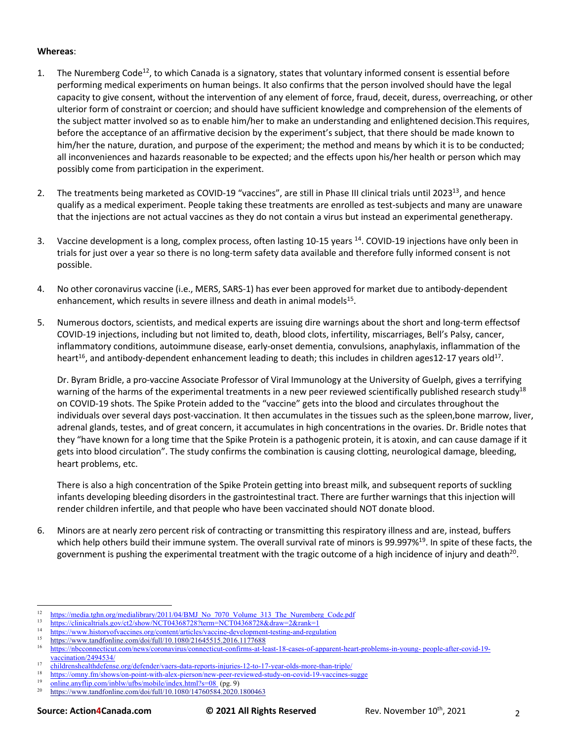**Whereas**:

1. The Nuremberg Code[12], to which Canada is a signatory, states that voluntary informed consent is essential before performing medical experiments on human beings. It also confirms that the person involved should have the legal capacity to give consent, without the intervention of any element of force, fraud, deceit, duress, overreaching, or other ulterior form of constraint or coercion; and should have sufficient knowledge and comprehension of the elements of the subject matter involved so as to enable him/her to make an understanding and enlightened decision.This requires, before the acceptance of an affirmative decision by the experiment's subject, that there should be made known to him/her the nature, duration, and purpose of the experiment; the method and means by which it is to be conducted; all inconveniences and hazards reasonable to be expected; and the effects upon his/her health or person which may possibly come from participation in the experiment.

2. The treatments being marketed as COVID-19 "vaccines", are still in Phase III clinical trials until 2023[13], and hence qualify as a medical experiment. People taking these treatments are enrolled as test-subjects and many are unaware that the injections are not actual vaccines as they do not contain a virus but instead an experimental genetherapy.

3. Vaccine development is a long, complex process, often lasting 10-15 years [14]. COVID-19 injections have only been in trials for just over a year so there is no long-term safety data available and therefore fully informed consent is not possible.

4. No other coronavirus vaccine (i.e., MERS, SARS-1) has ever been approved for market due to antibody-dependent enhancement, which results in severe illness and death in animal models[15].

5. Numerous doctors, scientists, and medical experts are issuing dire warnings about the short and long-term effectsof COVID-19 injections, including but not limited to, death, blood clots, infertility, miscarriages, Bell's Palsy, cancer, inflammatory conditions, autoimmune disease, early-onset dementia, convulsions, anaphylaxis, inflammation of the heart[16], and antibody-dependent enhancement leading to death; this includes in children ages12-17 years old[17].

   Dr. Byram Bridle, a pro-vaccine Associate Professor of Viral Immunology at the University of Guelph, gives a terrifying warning of the harms of the experimental treatments in a new peer reviewed scientifically published research study[18] on COVID-19 shots. The Spike Protein added to the "vaccine" gets into the blood and circulates throughout the individuals over several days post-vaccination. It then accumulates in the tissues such as the spleen,bone marrow, liver, adrenal glands, testes, and of great concern, it accumulates in high concentrations in the ovaries. Dr. Bridle notes that they "have known for a long time that the Spike Protein is a pathogenic protein, it is atoxin, and can cause damage if it gets into blood circulation". The study confirms the combination is causing clotting, neurological damage, bleeding, heart problems, etc.

   There is also a high concentration of the Spike Protein getting into breast milk, and subsequent reports of suckling infants developing bleeding disorders in the gastrointestinal tract. There are further warnings that this injection will render children infertile, and that people who have been vaccinated should NOT donate blood.

6. Minors are at nearly zero percent risk of contracting or transmitting this respiratory illness and are, instead, buffers which help others build their immune system. The overall survival rate of minors is 99.997%[19]. In spite of these facts, the government is pushing the experimental treatment with the tragic outcome of a high incidence of injury and death[20].

---

[12] https://media.tghn.org/medialibrary/2011/04/BMJ_No_7070_Volume_313_The_Nuremberg_Code.pdf
[13] https://clinicaltrials.gov/ct2/show/NCT04368728?term=NCT04368728&draw=2&rank=1
[14] https://www.historyofvaccines.org/content/articles/vaccine-development-testing-and-regulation
[15] https://www.tandfonline.com/doi/full/10.1080/21645515.2016.1177688
[16] https://nbcconnecticut.com/news/coronavirus/connecticut-confirms-at-least-18-cases-of-apparent-heart-problems-in-young- people-after-covid-19-vaccination/2494534/
[17] childrenshealthdefense.org/defender/vaers-data-reports-injuries-12-to-17-year-olds-more-than-triple/
[18] https://omny.fm/shows/on-point-with-alex-pierson/new-peer-reviewed-study-on-covid-19-vaccines-sugge
[19] online.anyflip.com/inblw/ufbs/mobile/index.html?s=08 (pg. 9)
[20] https://www.tandfonline.com/doi/full/10.1080/14760584.2020.1800463

**Source: Action4Canada.com** **© 2021 All Rights Reserved** Rev. November 10th, 2021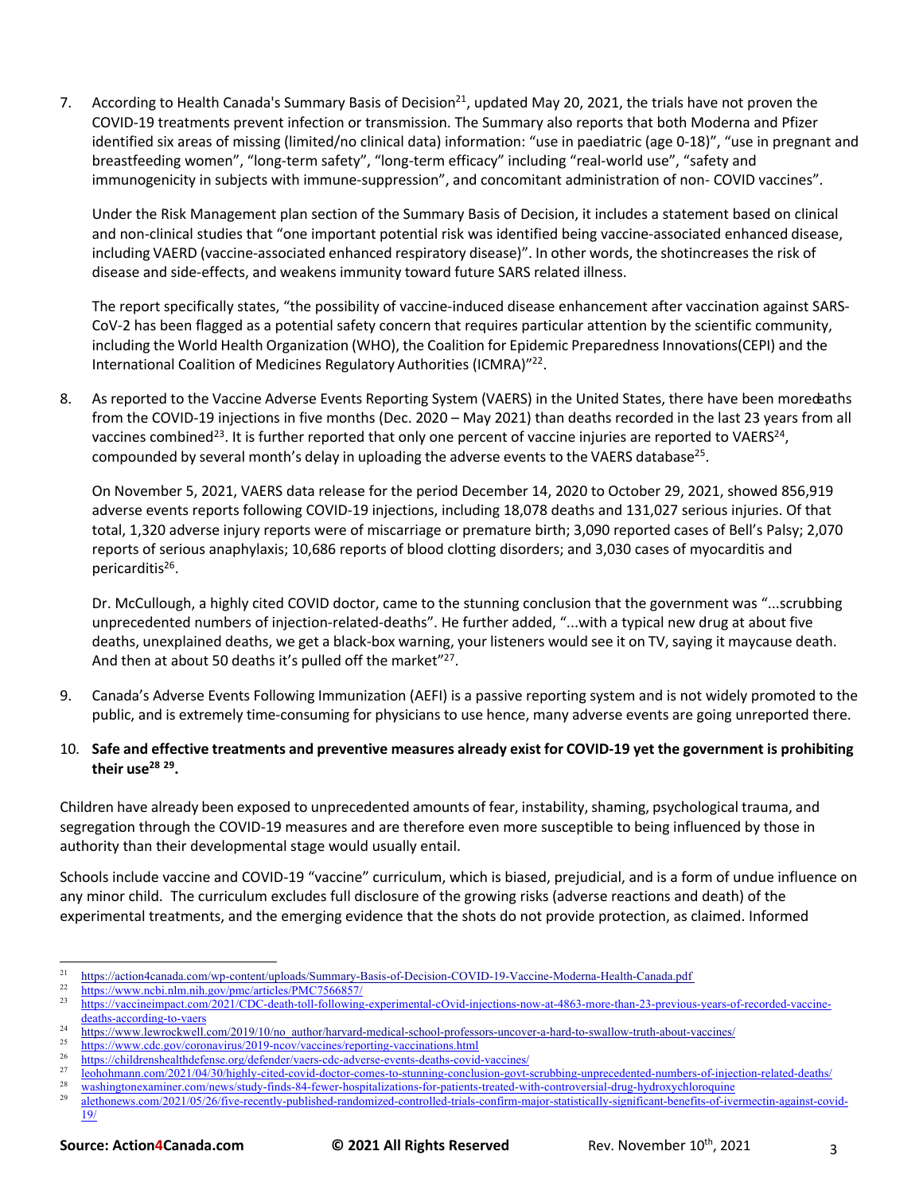7. According to Health Canada's Summary Basis of Decision[21], updated May 20, 2021, the trials have not proven the COVID-19 treatments prevent infection or transmission. The Summary also reports that both Moderna and Pfizer identified six areas of missing (limited/no clinical data) information: "use in paediatric (age 0-18)", "use in pregnant and breastfeeding women", "long-term safety", "long-term efficacy" including "real-world use", "safety and immunogenicity in subjects with immune-suppression", and concomitant administration of non- COVID vaccines".

   Under the Risk Management plan section of the Summary Basis of Decision, it includes a statement based on clinical and non-clinical studies that "one important potential risk was identified being vaccine-associated enhanced disease, including VAERD (vaccine-associated enhanced respiratory disease)". In other words, the shotincreases the risk of disease and side-effects, and weakens immunity toward future SARS related illness.

   The report specifically states, "the possibility of vaccine-induced disease enhancement after vaccination against SARS-CoV-2 has been flagged as a potential safety concern that requires particular attention by the scientific community, including the World Health Organization (WHO), the Coalition for Epidemic Preparedness Innovations(CEPI) and the International Coalition of Medicines Regulatory Authorities (ICMRA)"[22].

8. As reported to the Vaccine Adverse Events Reporting System (VAERS) in the United States, there have been moredeaths from the COVID-19 injections in five months (Dec. 2020 – May 2021) than deaths recorded in the last 23 years from all vaccines combined[23]. It is further reported that only one percent of vaccine injuries are reported to VAERS[24], compounded by several month's delay in uploading the adverse events to the VAERS database[25].

   On November 5, 2021, VAERS data release for the period December 14, 2020 to October 29, 2021, showed 856,919 adverse events reports following COVID-19 injections, including 18,078 deaths and 131,027 serious injuries. Of that total, 1,320 adverse injury reports were of miscarriage or premature birth; 3,090 reported cases of Bell's Palsy; 2,070 reports of serious anaphylaxis; 10,686 reports of blood clotting disorders; and 3,030 cases of myocarditis and pericarditis[26].

   Dr. McCullough, a highly cited COVID doctor, came to the stunning conclusion that the government was "...scrubbing unprecedented numbers of injection-related-deaths". He further added, "...with a typical new drug at about five deaths, unexplained deaths, we get a black-box warning, your listeners would see it on TV, saying it maycause death. And then at about 50 deaths it's pulled off the market"[27].

9. Canada's Adverse Events Following Immunization (AEFI) is a passive reporting system and is not widely promoted to the public, and is extremely time-consuming for physicians to use hence, many adverse events are going unreported there.

10. **Safe and effective treatments and preventive measures already exist for COVID-19 yet the government is prohibiting their use[28] [29].**

Children have already been exposed to unprecedented amounts of fear, instability, shaming, psychological trauma, and segregation through the COVID-19 measures and are therefore even more susceptible to being influenced by those in authority than their developmental stage would usually entail.

Schools include vaccine and COVID-19 "vaccine" curriculum, which is biased, prejudicial, and is a form of undue influence on any minor child. The curriculum excludes full disclosure of the growing risks (adverse reactions and death) of the experimental treatments, and the emerging evidence that the shots do not provide protection, as claimed. Informed

---

[21] https://action4canada.com/wp-content/uploads/Summary-Basis-of-Decision-COVID-19-Vaccine-Moderna-Health-Canada.pdf
[22] https://www.ncbi.nlm.nih.gov/pmc/articles/PMC7566857/
[23] https://vaccineimpact.com/2021/CDC-death-toll-following-experimental-cOvid-injections-now-at-4863-more-than-23-previous-years-of-recorded-vaccine-deaths-according-to-vaers
[24] https://www.lewrockwell.com/2019/10/no_author/harvard-medical-school-professors-uncover-a-hard-to-swallow-truth-about-vaccines/
[25] https://www.cdc.gov/coronavirus/2019-ncov/vaccines/reporting-vaccinations.html
[26] https://childrenshealthdefense.org/defender/vaers-cdc-adverse-events-deaths-covid-vaccines/
[27] leohohmann.com/2021/04/30/highly-cited-covid-doctor-comes-to-stunning-conclusion-govt-scrubbing-unprecedented-numbers-of-injection-related-deaths/
[28] washingtonexaminer.com/news/study-finds-84-fewer-hospitalizations-for-patients-treated-with-controversial-drug-hydroxychloroquine
[29] alethonews.com/2021/05/26/five-recently-published-randomized-controlled-trials-confirm-major-statistically-significant-benefits-of-ivermectin-against-covid-19/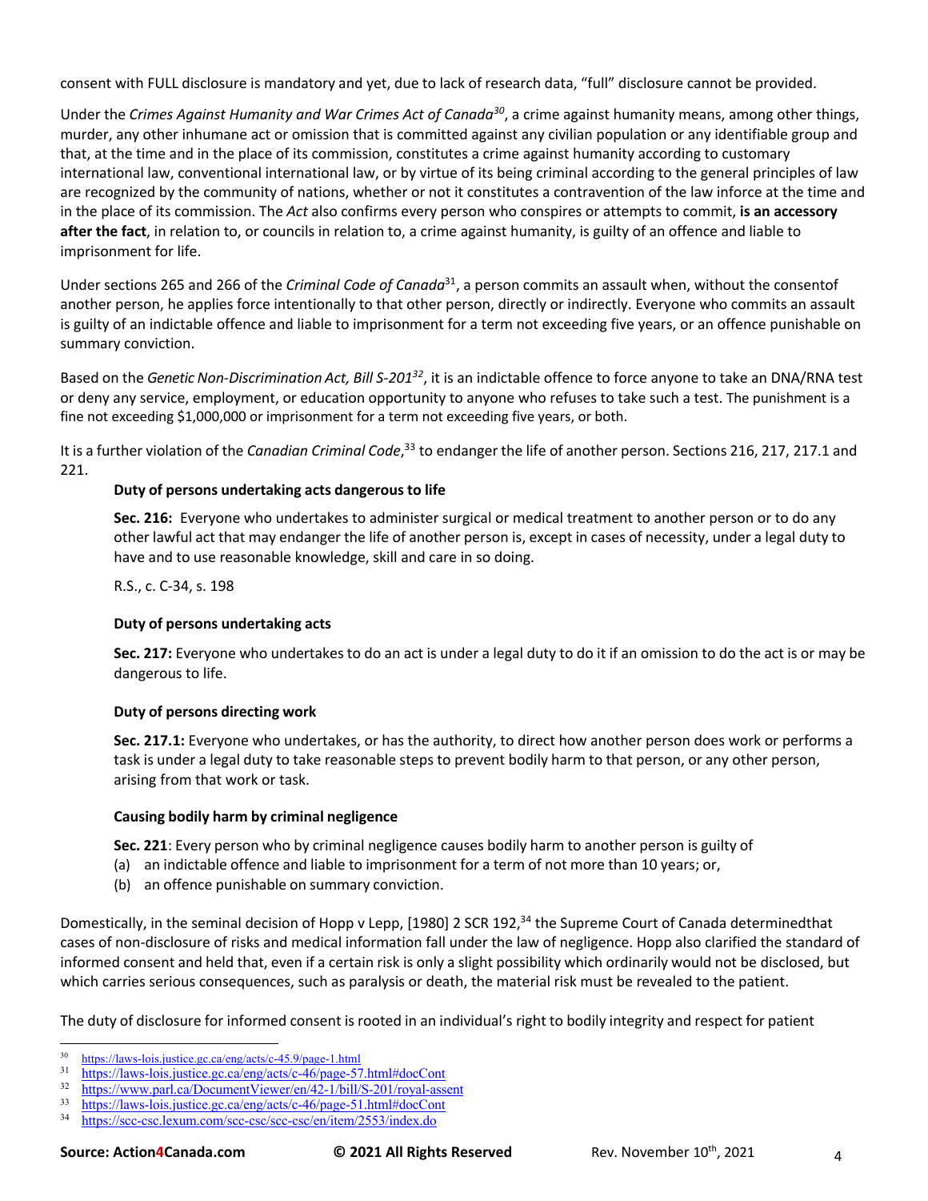consent with FULL disclosure is mandatory and yet, due to lack of research data, "full" disclosure cannot be provided.

Under the *Crimes Against Humanity and War Crimes Act of Canada*[30], a crime against humanity means, among other things, murder, any other inhumane act or omission that is committed against any civilian population or any identifiable group and that, at the time and in the place of its commission, constitutes a crime against humanity according to customary international law, conventional international law, or by virtue of its being criminal according to the general principles of law are recognized by the community of nations, whether or not it constitutes a contravention of the law inforce at the time and in the place of its commission. The *Act* also confirms every person who conspires or attempts to commit, **is an accessory after the fact**, in relation to, or councils in relation to, a crime against humanity, is guilty of an offence and liable to imprisonment for life.

Under sections 265 and 266 of the *Criminal Code of Canada*[31], a person commits an assault when, without the consentof another person, he applies force intentionally to that other person, directly or indirectly. Everyone who commits an assault is guilty of an indictable offence and liable to imprisonment for a term not exceeding five years, or an offence punishable on summary conviction.

Based on the *Genetic Non-Discrimination Act, Bill S-201*[32], it is an indictable offence to force anyone to take an DNA/RNA test or deny any service, employment, or education opportunity to anyone who refuses to take such a test. The punishment is a fine not exceeding $1,000,000 or imprisonment for a term not exceeding five years, or both.

It is a further violation of the *Canadian Criminal Code*,[33] to endanger the life of another person. Sections 216, 217, 217.1 and 221.

> **Duty of persons undertaking acts dangerous to life**
>
> **Sec. 216:** Everyone who undertakes to administer surgical or medical treatment to another person or to do any other lawful act that may endanger the life of another person is, except in cases of necessity, under a legal duty to have and to use reasonable knowledge, skill and care in so doing.
>
> R.S., c. C-34, s. 198
>
> **Duty of persons undertaking acts**
>
> **Sec. 217:** Everyone who undertakes to do an act is under a legal duty to do it if an omission to do the act is or may be dangerous to life.
>
> **Duty of persons directing work**
>
> **Sec. 217.1:** Everyone who undertakes, or has the authority, to direct how another person does work or performs a task is under a legal duty to take reasonable steps to prevent bodily harm to that person, or any other person, arising from that work or task.
>
> **Causing bodily harm by criminal negligence**
>
> **Sec. 221**: Every person who by criminal negligence causes bodily harm to another person is guilty of
> (a) an indictable offence and liable to imprisonment for a term of not more than 10 years; or,
> (b) an offence punishable on summary conviction.

Domestically, in the seminal decision of Hopp v Lepp, [1980] 2 SCR 192,[34] the Supreme Court of Canada determinedthat cases of non-disclosure of risks and medical information fall under the law of negligence. Hopp also clarified the standard of informed consent and held that, even if a certain risk is only a slight possibility which ordinarily would not be disclosed, but which carries serious consequences, such as paralysis or death, the material risk must be revealed to the patient.

The duty of disclosure for informed consent is rooted in an individual's right to bodily integrity and respect for patient

---

[30] https://laws-lois.justice.gc.ca/eng/acts/c-45.9/page-1.html
[31] https://laws-lois.justice.gc.ca/eng/acts/c-46/page-57.html#docCont
[32] https://www.parl.ca/DocumentViewer/en/42-1/bill/S-201/royal-assent
[33] https://laws-lois.justice.gc.ca/eng/acts/c-46/page-51.html#docCont
[34] https://scc-csc.lexum.com/scc-csc/scc-csc/en/item/2553/index.do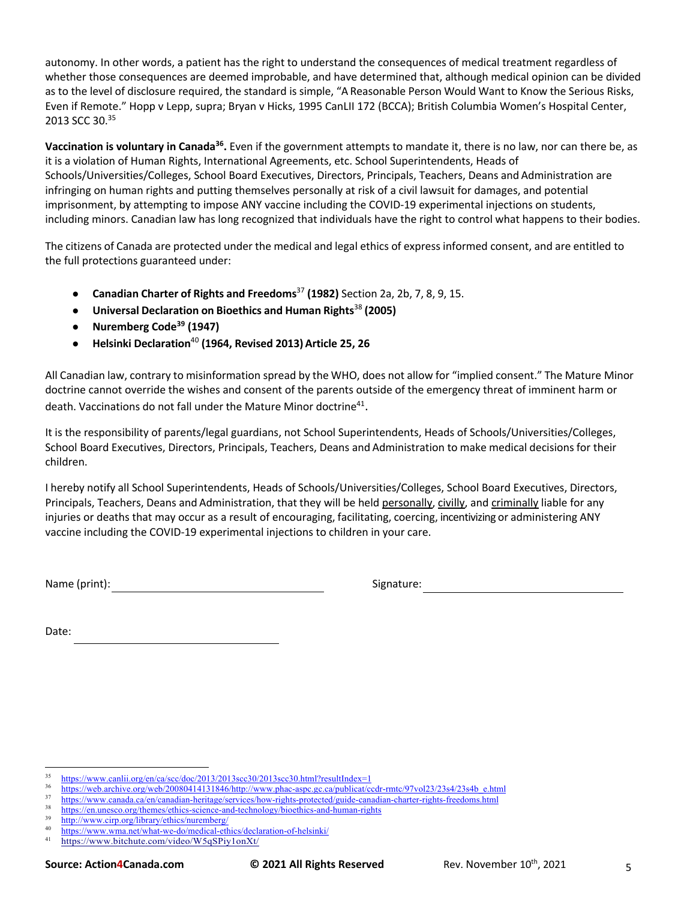autonomy. In other words, a patient has the right to understand the consequences of medical treatment regardless of whether those consequences are deemed improbable, and have determined that, although medical opinion can be divided as to the level of disclosure required, the standard is simple, "A Reasonable Person Would Want to Know the Serious Risks, Even if Remote." Hopp v Lepp, supra; Bryan v Hicks, 1995 CanLII 172 (BCCA); British Columbia Women's Hospital Center, 2013 SCC 30.[35]

**Vaccination is voluntary in Canada[36].** Even if the government attempts to mandate it, there is no law, nor can there be, as it is a violation of Human Rights, International Agreements, etc. School Superintendents, Heads of Schools/Universities/Colleges, School Board Executives, Directors, Principals, Teachers, Deans and Administration are infringing on human rights and putting themselves personally at risk of a civil lawsuit for damages, and potential imprisonment, by attempting to impose ANY vaccine including the COVID-19 experimental injections on students, including minors. Canadian law has long recognized that individuals have the right to control what happens to their bodies.

The citizens of Canada are protected under the medical and legal ethics of express informed consent, and are entitled to the full protections guaranteed under:

- **Canadian Charter of Rights and Freedoms**[37] **(1982)** Section 2a, 2b, 7, 8, 9, 15.
- **Universal Declaration on Bioethics and Human Rights**[38] **(2005)**
- **Nuremberg Code[39] (1947)**
- **Helsinki Declaration**[40] **(1964, Revised 2013) Article 25, 26**

All Canadian law, contrary to misinformation spread by the WHO, does not allow for "implied consent." The Mature Minor doctrine cannot override the wishes and consent of the parents outside of the emergency threat of imminent harm or death. Vaccinations do not fall under the Mature Minor doctrine[41].

It is the responsibility of parents/legal guardians, not School Superintendents, Heads of Schools/Universities/Colleges, School Board Executives, Directors, Principals, Teachers, Deans and Administration to make medical decisions for their children.

I hereby notify all School Superintendents, Heads of Schools/Universities/Colleges, School Board Executives, Directors, Principals, Teachers, Deans and Administration, that they will be held <u>personally</u>, <u>civilly</u>, and <u>criminally</u> liable for any injuries or deaths that may occur as a result of encouraging, facilitating, coercing, incentivizing or administering ANY vaccine including the COVID-19 experimental injections to children in your care.

Name (print): ______________________ Signature: ______________________

Date: ______________________

---

[35] https://www.canlii.org/en/ca/scc/doc/2013/2013scc30/2013scc30.html?resultIndex=1
[36] https://web.archive.org/web/20080414131846/http://www.phac-aspc.gc.ca/publicat/ccdr-rmtc/97vol23/23s4/23s4b_e.html
[37] https://www.canada.ca/en/canadian-heritage/services/how-rights-protected/guide-canadian-charter-rights-freedoms.html
[38] https://en.unesco.org/themes/ethics-science-and-technology/bioethics-and-human-rights
[39] http://www.cirp.org/library/ethics/nuremberg/
[40] https://www.wma.net/what-we-do/medical-ethics/declaration-of-helsinki/
[41] https://www.bitchute.com/video/W5qSPiy1onXt/

**Source: Action4Canada.com** **© 2021 All Rights Reserved** Rev. November 10th, 2021